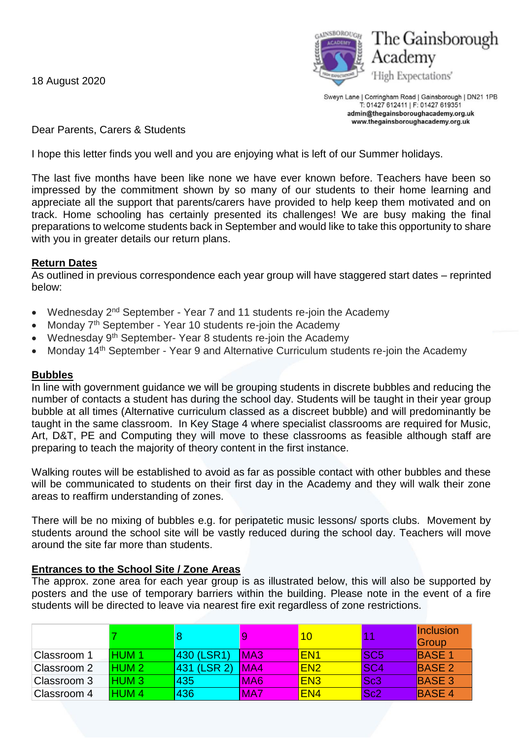18 August 2020

The Gainsborough Academy
'High Expectations'

Sweyn Lane | Corringham Road | Gainsborough | DN21 1PB
T: 01427 612411 | F: 01427 619351
admin@thegainsboroughacademy.org.uk
www.thegainsboroughacademy.org.uk

Dear Parents, Carers & Students

I hope this letter finds you well and you are enjoying what is left of our Summer holidays.

The last five months have been like none we have ever known before. Teachers have been so impressed by the commitment shown by so many of our students to their home learning and appreciate all the support that parents/carers have provided to help keep them motivated and on track. Home schooling has certainly presented its challenges! We are busy making the final preparations to welcome students back in September and would like to take this opportunity to share with you in greater details our return plans.

**Return Dates**

As outlined in previous correspondence each year group will have staggered start dates – reprinted below:

- Wednesday 2nd September - Year 7 and 11 students re-join the Academy
- Monday 7th September - Year 10 students re-join the Academy
- Wednesday 9th September- Year 8 students re-join the Academy
- Monday 14th September - Year 9 and Alternative Curriculum students re-join the Academy

**Bubbles**

In line with government guidance we will be grouping students in discrete bubbles and reducing the number of contacts a student has during the school day. Students will be taught in their year group bubble at all times (Alternative curriculum classed as a discreet bubble) and will predominantly be taught in the same classroom. In Key Stage 4 where specialist classrooms are required for Music, Art, D&T, PE and Computing they will move to these classrooms as feasible although staff are preparing to teach the majority of theory content in the first instance.

Walking routes will be established to avoid as far as possible contact with other bubbles and these will be communicated to students on their first day in the Academy and they will walk their zone areas to reaffirm understanding of zones.

There will be no mixing of bubbles e.g. for peripatetic music lessons/ sports clubs. Movement by students around the school site will be vastly reduced during the school day. Teachers will move around the site far more than students.

**Entrances to the School Site / Zone Areas**

The approx. zone area for each year group is as illustrated below, this will also be supported by posters and the use of temporary barriers within the building. Please note in the event of a fire students will be directed to leave via nearest fire exit regardless of zone restrictions.

| | 7 | 8 | 9 | 10 | 11 | Inclusion Group |
|---|---|---|---|---|---|---|
| Classroom 1 | HUM 1 | 430 (LSR1) | MA3 | EN1 | SC5 | BASE 1 |
| Classroom 2 | HUM 2 | 431 (LSR 2) | MA4 | EN2 | SC4 | BASE 2 |
| Classroom 3 | HUM 3 | 435 | MA6 | EN3 | Sc3 | BASE 3 |
| Classroom 4 | HUM 4 | 436 | MA7 | EN4 | Sc2 | BASE 4 |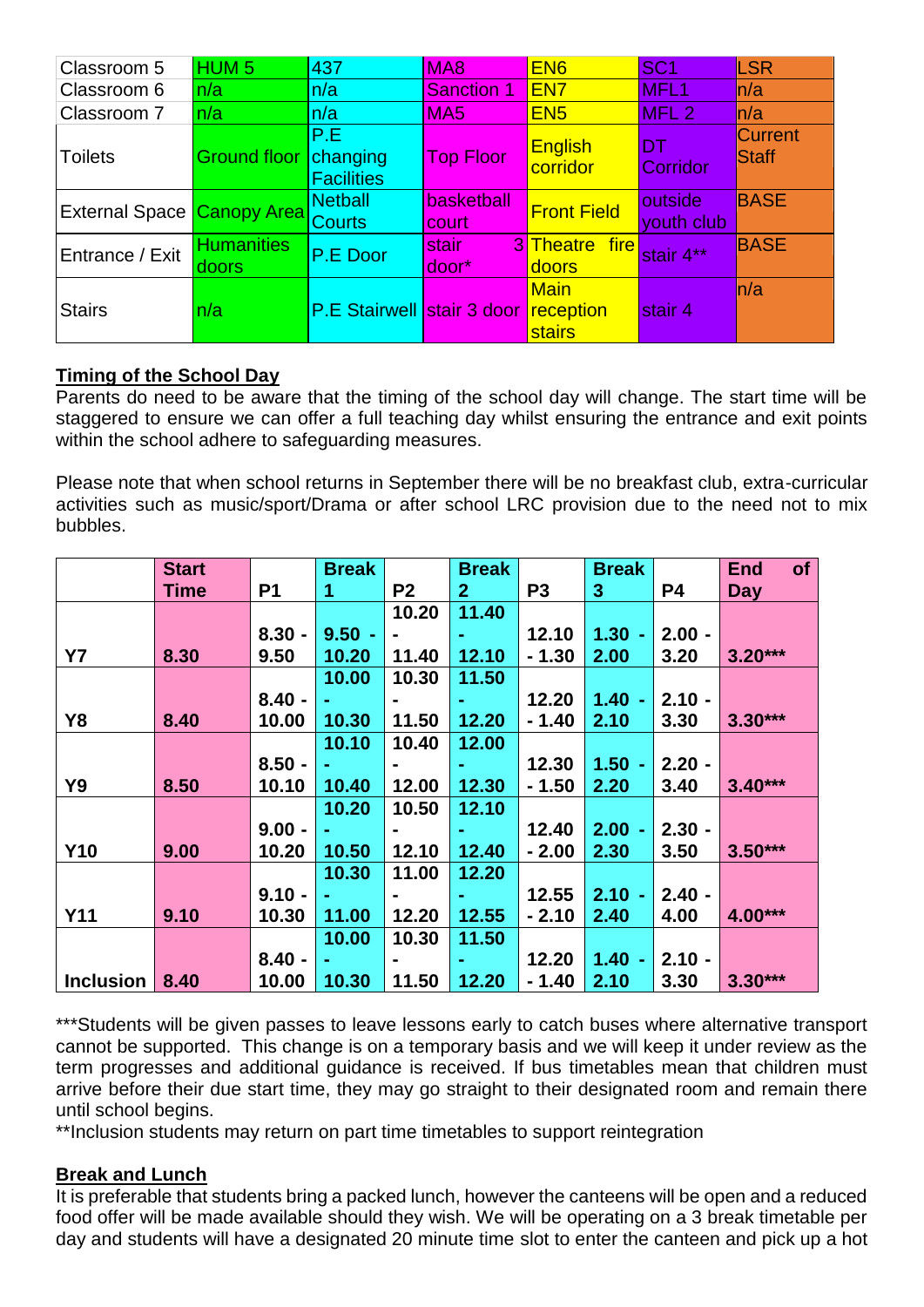| Classroom 5 | HUM 5 | 437 | MA8 | EN6 | SC1 | LSR |
|---|---|---|---|---|---|---|
| Classroom 6 | n/a | n/a | Sanction 1 | EN7 | MFL1 | n/a |
| Classroom 7 | n/a | n/a | MA5 | EN5 | MFL 2 | n/a |
| Toilets | Ground floor | P.E changing Facilities | Top Floor | English corridor | DT Corridor | Current Staff |
| External Space | Canopy Area | Netball Courts | basketball court | Front Field | outside youth club | BASE |
| Entrance / Exit | Humanities doors | P.E Door | stair 3 door* | Theatre fire doors | stair 4** | BASE |
| Stairs | n/a | P.E Stairwell | stair 3 door | Main reception stairs | stair 4 | n/a |

## Timing of the School Day

Parents do need to be aware that the timing of the school day will change. The start time will be staggered to ensure we can offer a full teaching day whilst ensuring the entrance and exit points within the school adhere to safeguarding measures.

Please note that when school returns in September there will be no breakfast club, extra-curricular activities such as music/sport/Drama or after school LRC provision due to the need not to mix bubbles.

| | Start Time | P1 | Break 1 | P2 | Break 2 | P3 | Break 3 | P4 | End of Day |
|---|---|---|---|---|---|---|---|---|---|
| **Y7** | **8.30** | **8.30 - 9.50** | **9.50 - 10.20** | **10.20 - 11.40** | **11.40 - 12.10** | **12.10 - 1.30** | **1.30 - 2.00** | **2.00 - 3.20** | **3.20*** ** |
| **Y8** | **8.40** | **8.40 - 10.00** | **10.00 - 10.30** | **10.30 - 11.50** | **11.50 - 12.20** | **12.20 - 1.40** | **1.40 - 2.10** | **2.10 - 3.30** | **3.30*** ** |
| **Y9** | **8.50** | **8.50 - 10.10** | **10.10 - 10.40** | **10.40 - 12.00** | **12.00 - 12.30** | **12.30 - 1.50** | **1.50 - 2.20** | **2.20 - 3.40** | **3.40*** ** |
| **Y10** | **9.00** | **9.00 - 10.20** | **10.20 - 10.50** | **10.50 - 12.10** | **12.10 - 12.40** | **12.40 - 2.00** | **2.00 - 2.30** | **2.30 - 3.50** | **3.50*** ** |
| **Y11** | **9.10** | **9.10 - 10.30** | **10.30 - 11.00** | **11.00 - 12.20** | **12.20 - 12.55** | **12.55 - 2.10** | **2.10 - 2.40** | **2.40 - 4.00** | **4.00*** ** |
| **Inclusion** | **8.40** | **8.40 - 10.00** | **10.00 - 10.30** | **10.30 - 11.50** | **11.50 - 12.20** | **12.20 - 1.40** | **1.40 - 2.10** | **2.10 - 3.30** | **3.30*** ** |

***Students will be given passes to leave lessons early to catch buses where alternative transport cannot be supported. This change is on a temporary basis and we will keep it under review as the term progresses and additional guidance is received. If bus timetables mean that children must arrive before their due start time, they may go straight to their designated room and remain there until school begins.

**Inclusion students may return on part time timetables to support reintegration

## Break and Lunch

It is preferable that students bring a packed lunch, however the canteens will be open and a reduced food offer will be made available should they wish. We will be operating on a 3 break timetable per day and students will have a designated 20 minute time slot to enter the canteen and pick up a hot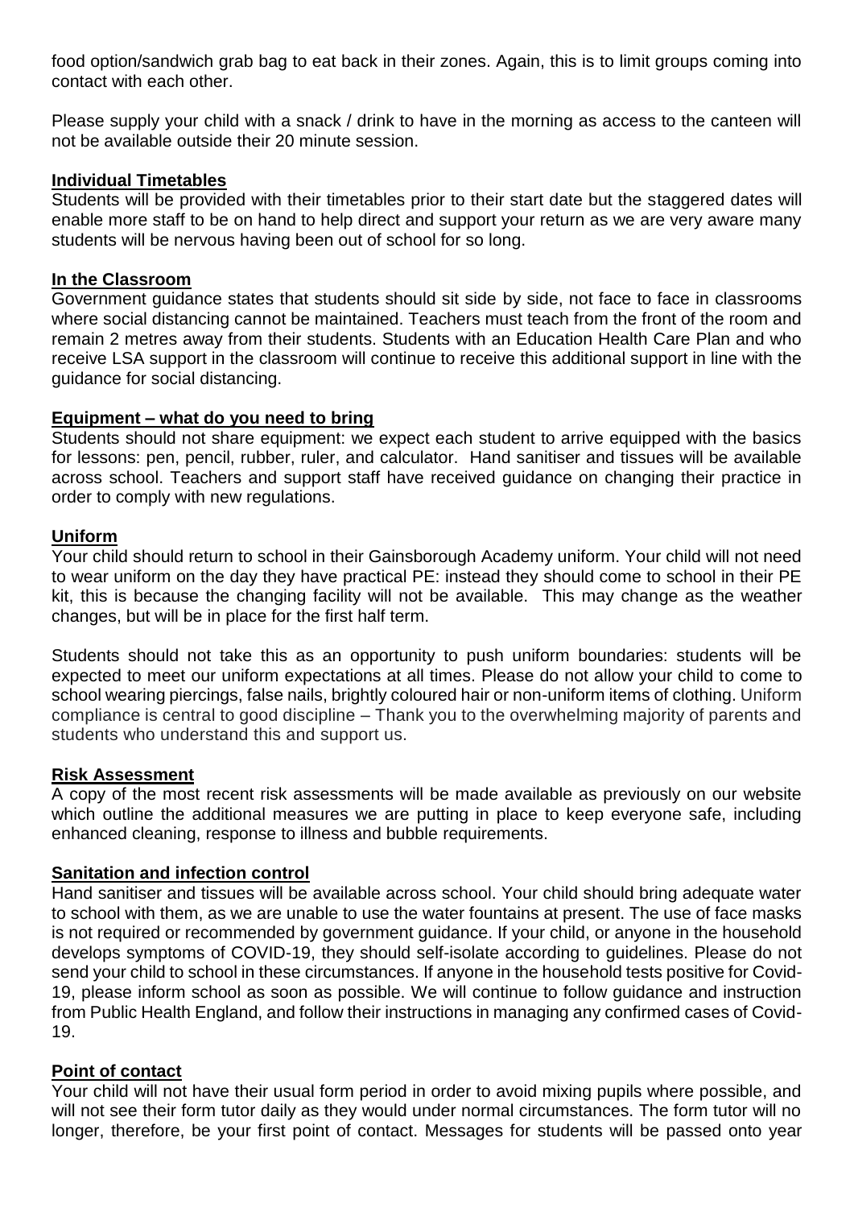food option/sandwich grab bag to eat back in their zones. Again, this is to limit groups coming into contact with each other.

Please supply your child with a snack / drink to have in the morning as access to the canteen will not be available outside their 20 minute session.

## Individual Timetables

Students will be provided with their timetables prior to their start date but the staggered dates will enable more staff to be on hand to help direct and support your return as we are very aware many students will be nervous having been out of school for so long.

## In the Classroom

Government guidance states that students should sit side by side, not face to face in classrooms where social distancing cannot be maintained. Teachers must teach from the front of the room and remain 2 metres away from their students. Students with an Education Health Care Plan and who receive LSA support in the classroom will continue to receive this additional support in line with the guidance for social distancing.

## Equipment – what do you need to bring

Students should not share equipment: we expect each student to arrive equipped with the basics for lessons: pen, pencil, rubber, ruler, and calculator. Hand sanitiser and tissues will be available across school. Teachers and support staff have received guidance on changing their practice in order to comply with new regulations.

## Uniform

Your child should return to school in their Gainsborough Academy uniform. Your child will not need to wear uniform on the day they have practical PE: instead they should come to school in their PE kit, this is because the changing facility will not be available. This may change as the weather changes, but will be in place for the first half term.

Students should not take this as an opportunity to push uniform boundaries: students will be expected to meet our uniform expectations at all times. Please do not allow your child to come to school wearing piercings, false nails, brightly coloured hair or non-uniform items of clothing. Uniform compliance is central to good discipline – Thank you to the overwhelming majority of parents and students who understand this and support us.

## Risk Assessment

A copy of the most recent risk assessments will be made available as previously on our website which outline the additional measures we are putting in place to keep everyone safe, including enhanced cleaning, response to illness and bubble requirements.

## Sanitation and infection control

Hand sanitiser and tissues will be available across school. Your child should bring adequate water to school with them, as we are unable to use the water fountains at present. The use of face masks is not required or recommended by government guidance. If your child, or anyone in the household develops symptoms of COVID-19, they should self-isolate according to guidelines. Please do not send your child to school in these circumstances. If anyone in the household tests positive for Covid-19, please inform school as soon as possible. We will continue to follow guidance and instruction from Public Health England, and follow their instructions in managing any confirmed cases of Covid-19.

## Point of contact

Your child will not have their usual form period in order to avoid mixing pupils where possible, and will not see their form tutor daily as they would under normal circumstances. The form tutor will no longer, therefore, be your first point of contact. Messages for students will be passed onto year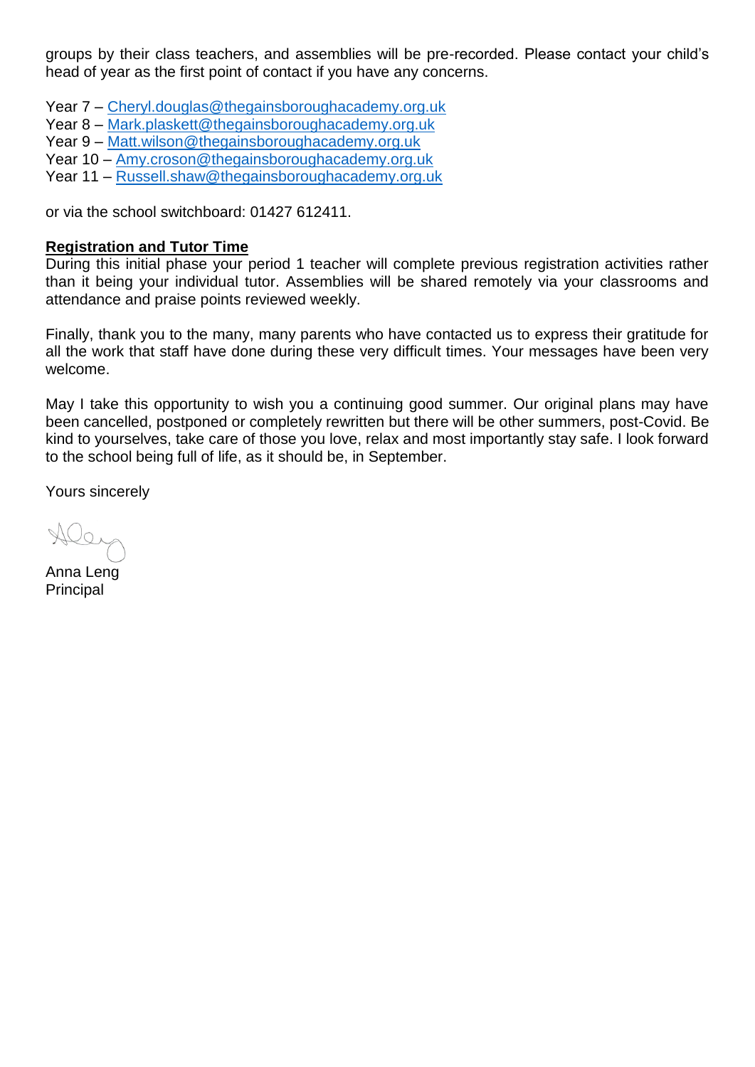groups by their class teachers, and assemblies will be pre-recorded. Please contact your child's head of year as the first point of contact if you have any concerns.

Year 7 – Cheryl.douglas@thegainsboroughacademy.org.uk
Year 8 – Mark.plaskett@thegainsboroughacademy.org.uk
Year 9 – Matt.wilson@thegainsboroughacademy.org.uk
Year 10 – Amy.croson@thegainsboroughacademy.org.uk
Year 11 – Russell.shaw@thegainsboroughacademy.org.uk

or via the school switchboard: 01427 612411.

**Registration and Tutor Time**

During this initial phase your period 1 teacher will complete previous registration activities rather than it being your individual tutor. Assemblies will be shared remotely via your classrooms and attendance and praise points reviewed weekly.

Finally, thank you to the many, many parents who have contacted us to express their gratitude for all the work that staff have done during these very difficult times. Your messages have been very welcome.

May I take this opportunity to wish you a continuing good summer. Our original plans may have been cancelled, postponed or completely rewritten but there will be other summers, post-Covid. Be kind to yourselves, take care of those you love, relax and most importantly stay safe. I look forward to the school being full of life, as it should be, in September.

Yours sincerely

Anna Leng
Principal